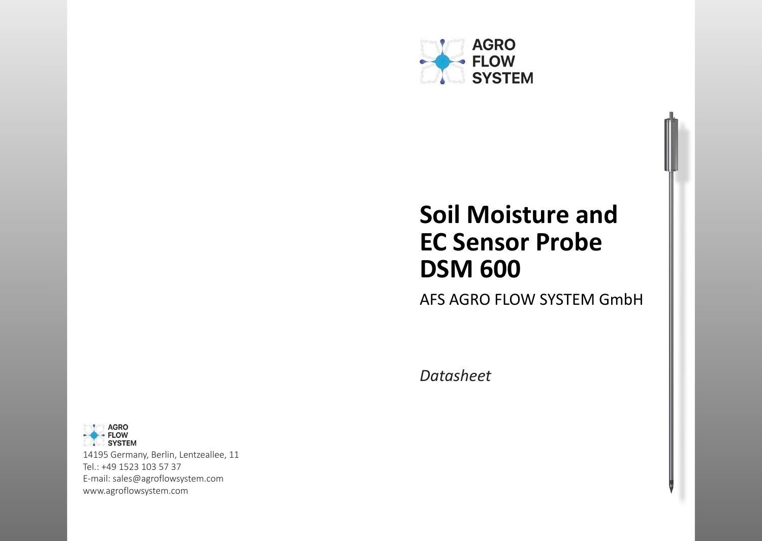AGRO FLOW SYSTEM

# Soil Moisture and EC Sensor Probe DSM 600

AFS AGRO FLOW SYSTEM GmbH

*Datasheet*

AGRO FLOW SYSTEM

14195 Germany, Berlin, Lentzeallee, 11
Tel.: +49 1523 103 57 37
E-mail: sales@agroflowsystem.com
www.agroflowsystem.com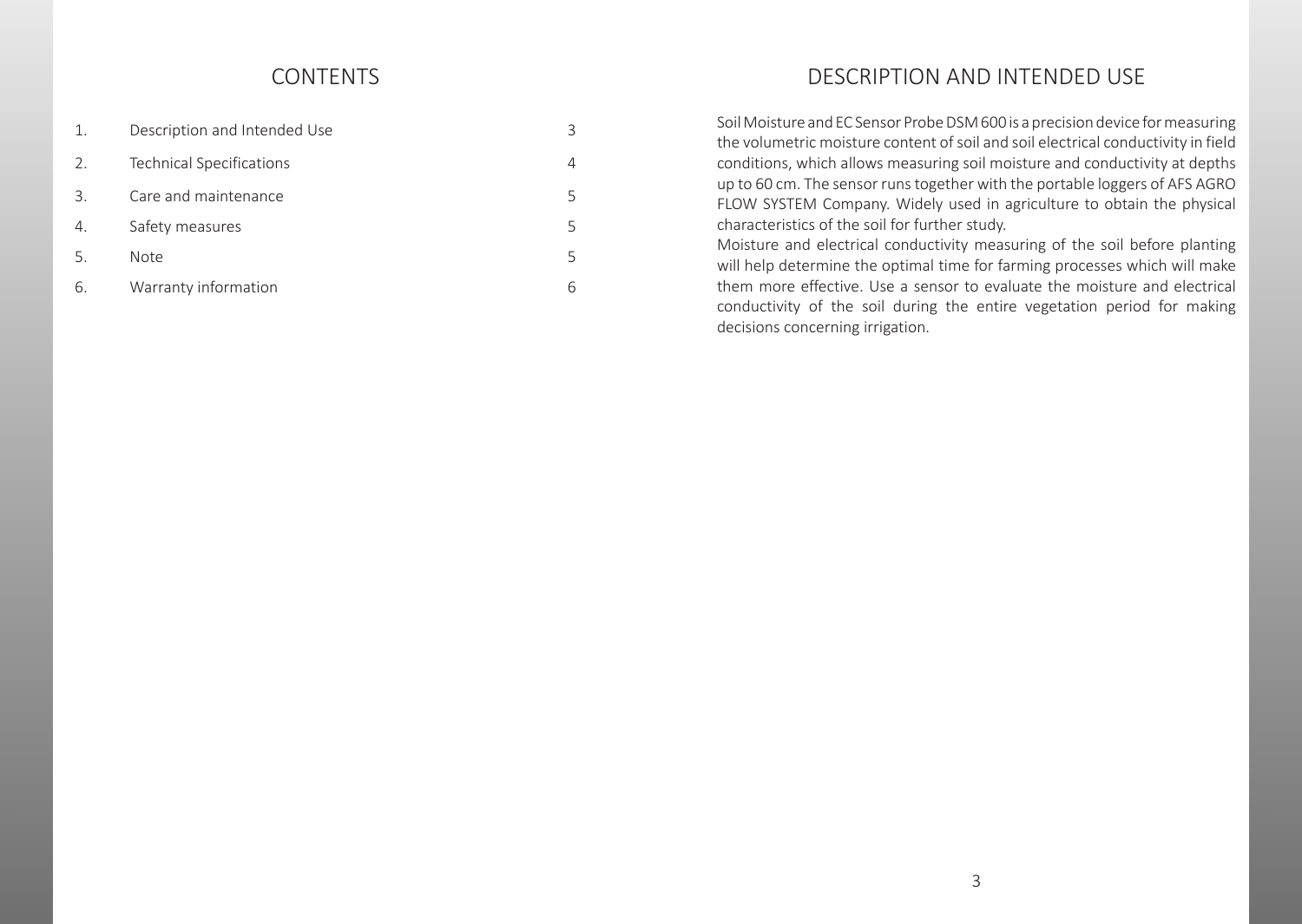# CONTENTS

| | | |
|---|---|---|
| 1. | Description and Intended Use | 3 |
| 2. | Technical Specifications | 4 |
| 3. | Care and maintenance | 5 |
| 4. | Safety measures | 5 |
| 5. | Note | 5 |
| 6. | Warranty information | 6 |

# DESCRIPTION AND INTENDED USE

Soil Moisture and EC Sensor Probe DSM 600 is a precision device for measuring the volumetric moisture content of soil and soil electrical conductivity in field conditions, which allows measuring soil moisture and conductivity at depths up to 60 cm. The sensor runs together with the portable loggers of AFS AGRO FLOW SYSTEM Company. Widely used in agriculture to obtain the physical characteristics of the soil for further study.

Moisture and electrical conductivity measuring of the soil before planting will help determine the optimal time for farming processes which will make them more effective. Use a sensor to evaluate the moisture and electrical conductivity of the soil during the entire vegetation period for making decisions concerning irrigation.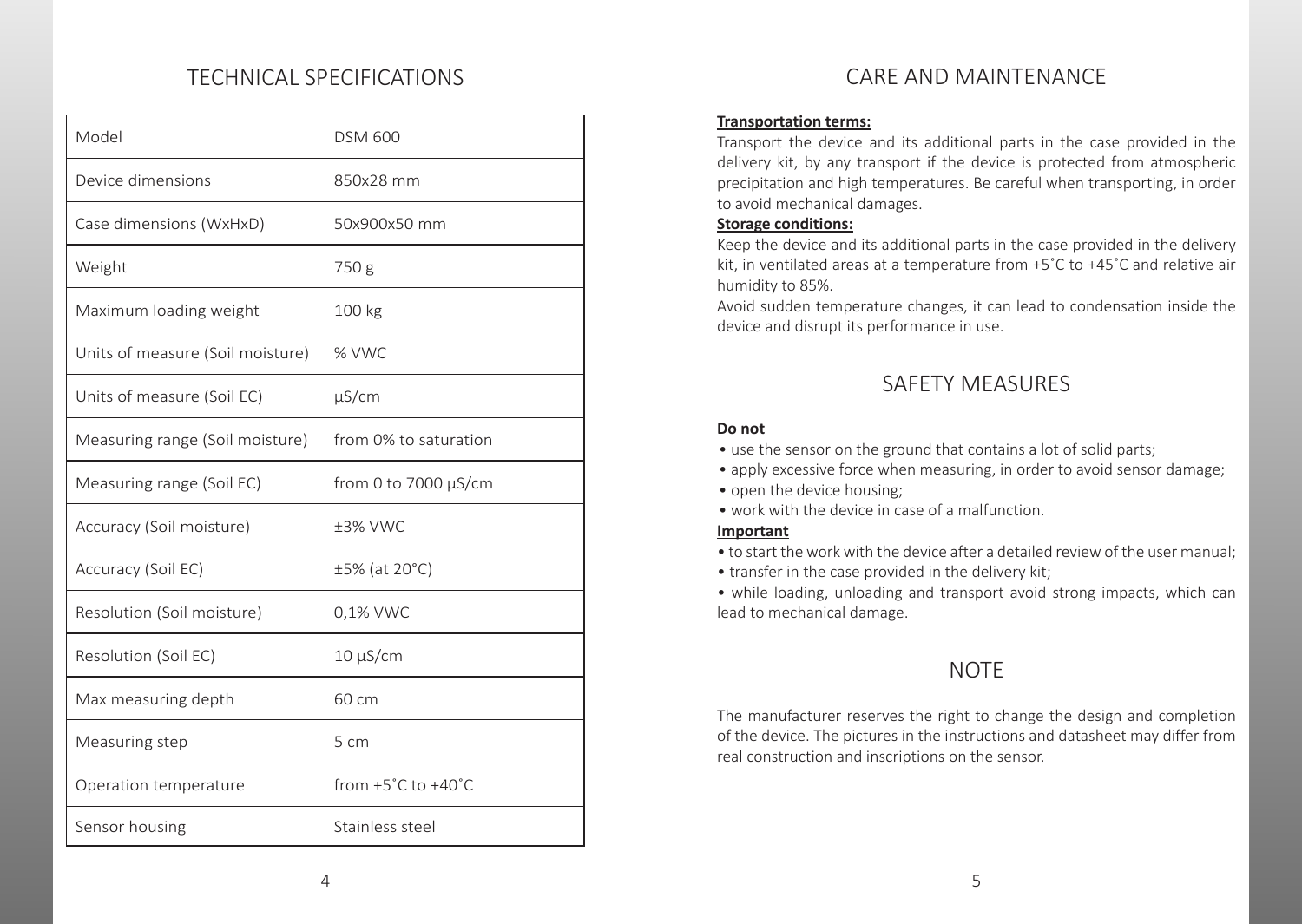## TECHNICAL SPECIFICATIONS

| Model | DSM 600 |
|---|---|
| Device dimensions | 850x28 mm |
| Case dimensions (WxHxD) | 50x900x50 mm |
| Weight | 750 g |
| Maximum loading weight | 100 kg |
| Units of measure (Soil moisture) | % VWC |
| Units of measure (Soil EC) | µS/cm |
| Measuring range (Soil moisture) | from 0% to saturation |
| Measuring range (Soil EC) | from 0 to 7000 µS/cm |
| Accuracy (Soil moisture) | ±3% VWC |
| Accuracy (Soil EC) | ±5% (at 20°C) |
| Resolution (Soil moisture) | 0,1% VWC |
| Resolution (Soil EC) | 10 µS/cm |
| Max measuring depth | 60 cm |
| Measuring step | 5 cm |
| Operation temperature | from +5˚C to +40˚C |
| Sensor housing | Stainless steel |

## CARE AND MAINTENANCE

**Transportation terms:**

Transport the device and its additional parts in the case provided in the delivery kit, by any transport if the device is protected from atmospheric precipitation and high temperatures. Be careful when transporting, in order to avoid mechanical damages.

**Storage conditions:**

Keep the device and its additional parts in the case provided in the delivery kit, in ventilated areas at a temperature from +5˚C to +45˚C and relative air humidity to 85%.

Avoid sudden temperature changes, it can lead to condensation inside the device and disrupt its performance in use.

## SAFETY MEASURES

**Do not**

- use the sensor on the ground that contains a lot of solid parts;
- apply excessive force when measuring, in order to avoid sensor damage;
- open the device housing;
- work with the device in case of a malfunction.

**Important**

- to start the work with the device after a detailed review of the user manual;
- transfer in the case provided in the delivery kit;
- while loading, unloading and transport avoid strong impacts, which can lead to mechanical damage.

## NOTE

The manufacturer reserves the right to change the design and completion of the device. The pictures in the instructions and datasheet may differ from real construction and inscriptions on the sensor.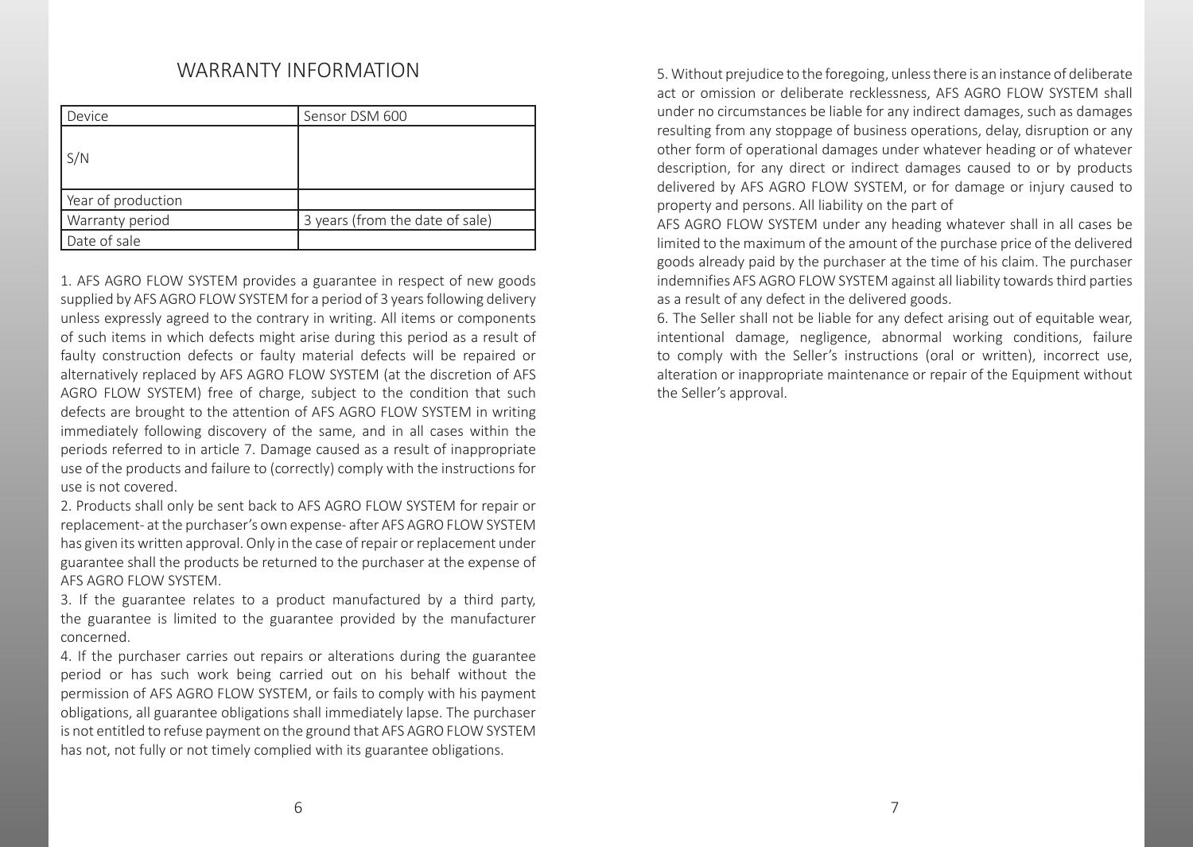# WARRANTY INFORMATION

| | |
|---|---|
| Device | Sensor DSM 600 |
| S/N | |
| Year of production | |
| Warranty period | 3 years (from the date of sale) |
| Date of sale | |

1. AFS AGRO FLOW SYSTEM provides a guarantee in respect of new goods supplied by AFS AGRO FLOW SYSTEM for a period of 3 years following delivery unless expressly agreed to the contrary in writing. All items or components of such items in which defects might arise during this period as a result of faulty construction defects or faulty material defects will be repaired or alternatively replaced by AFS AGRO FLOW SYSTEM (at the discretion of AFS AGRO FLOW SYSTEM) free of charge, subject to the condition that such defects are brought to the attention of AFS AGRO FLOW SYSTEM in writing immediately following discovery of the same, and in all cases within the periods referred to in article 7. Damage caused as a result of inappropriate use of the products and failure to (correctly) comply with the instructions for use is not covered.
2. Products shall only be sent back to AFS AGRO FLOW SYSTEM for repair or replacement- at the purchaser's own expense- after AFS AGRO FLOW SYSTEM has given its written approval. Only in the case of repair or replacement under guarantee shall the products be returned to the purchaser at the expense of AFS AGRO FLOW SYSTEM.
3. If the guarantee relates to a product manufactured by a third party, the guarantee is limited to the guarantee provided by the manufacturer concerned.
4. If the purchaser carries out repairs or alterations during the guarantee period or has such work being carried out on his behalf without the permission of AFS AGRO FLOW SYSTEM, or fails to comply with his payment obligations, all guarantee obligations shall immediately lapse. The purchaser is not entitled to refuse payment on the ground that AFS AGRO FLOW SYSTEM has not, not fully or not timely complied with its guarantee obligations.
5. Without prejudice to the foregoing, unless there is an instance of deliberate act or omission or deliberate recklessness, AFS AGRO FLOW SYSTEM shall under no circumstances be liable for any indirect damages, such as damages resulting from any stoppage of business operations, delay, disruption or any other form of operational damages under whatever heading or of whatever description, for any direct or indirect damages caused to or by products delivered by AFS AGRO FLOW SYSTEM, or for damage or injury caused to property and persons. All liability on the part of
AFS AGRO FLOW SYSTEM under any heading whatever shall in all cases be limited to the maximum of the amount of the purchase price of the delivered goods already paid by the purchaser at the time of his claim. The purchaser indemnifies AFS AGRO FLOW SYSTEM against all liability towards third parties as a result of any defect in the delivered goods.
6. The Seller shall not be liable for any defect arising out of equitable wear, intentional damage, negligence, abnormal working conditions, failure to comply with the Seller's instructions (oral or written), incorrect use, alteration or inappropriate maintenance or repair of the Equipment without the Seller's approval.